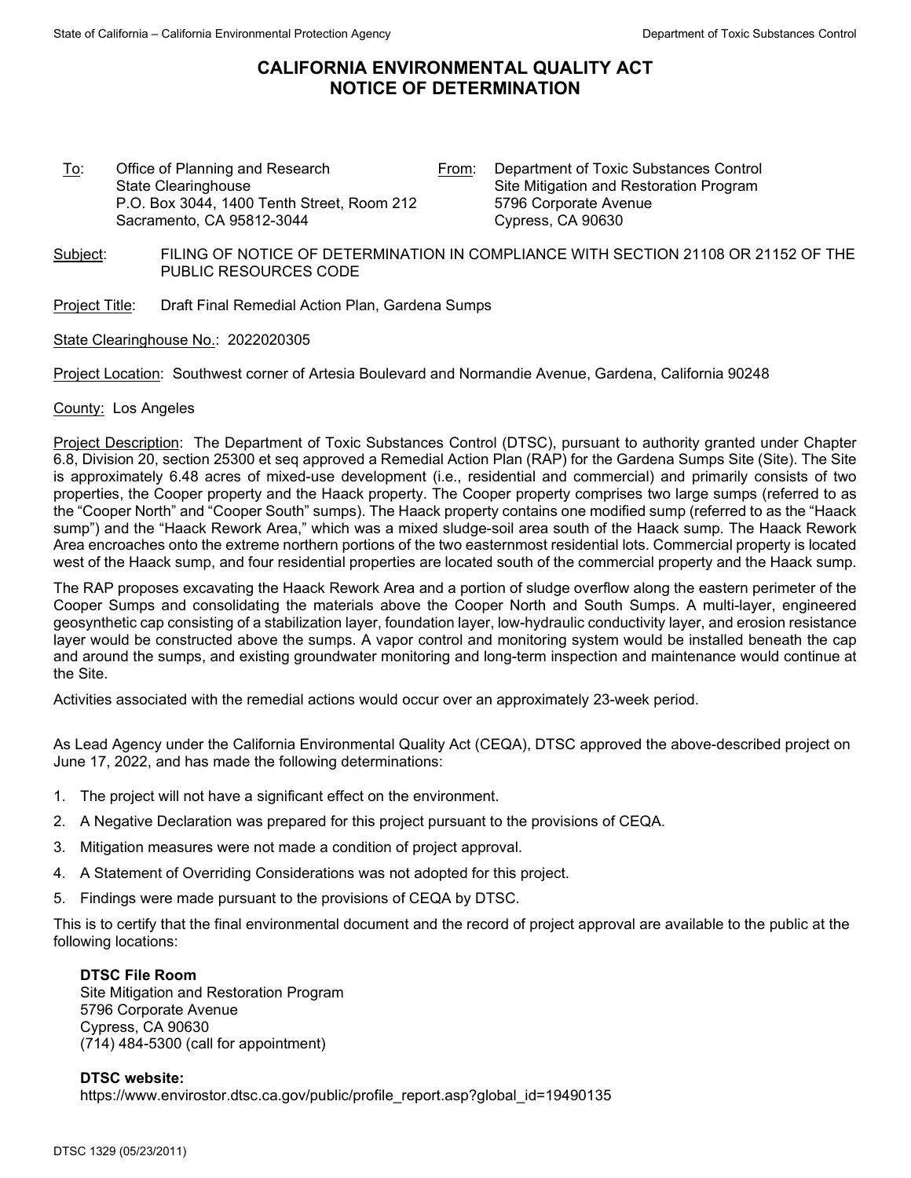# CALIFORNIA ENVIRONMENTAL QUALITY ACT NOTICE OF DETERMINATION

To: Office of Planning and Research
State Clearinghouse
P.O. Box 3044, 1400 Tenth Street, Room 212
Sacramento, CA 95812-3044

From: Department of Toxic Substances Control
Site Mitigation and Restoration Program
5796 Corporate Avenue
Cypress, CA 90630

Subject: FILING OF NOTICE OF DETERMINATION IN COMPLIANCE WITH SECTION 21108 OR 21152 OF THE PUBLIC RESOURCES CODE

Project Title: Draft Final Remedial Action Plan, Gardena Sumps

State Clearinghouse No.: 2022020305

Project Location: Southwest corner of Artesia Boulevard and Normandie Avenue, Gardena, California 90248

County: Los Angeles

Project Description: The Department of Toxic Substances Control (DTSC), pursuant to authority granted under Chapter 6.8, Division 20, section 25300 et seq approved a Remedial Action Plan (RAP) for the Gardena Sumps Site (Site). The Site is approximately 6.48 acres of mixed-use development (i.e., residential and commercial) and primarily consists of two properties, the Cooper property and the Haack property. The Cooper property comprises two large sumps (referred to as the "Cooper North" and "Cooper South" sumps). The Haack property contains one modified sump (referred to as the "Haack sump") and the "Haack Rework Area," which was a mixed sludge-soil area south of the Haack sump. The Haack Rework Area encroaches onto the extreme northern portions of the two easternmost residential lots. Commercial property is located west of the Haack sump, and four residential properties are located south of the commercial property and the Haack sump.

The RAP proposes excavating the Haack Rework Area and a portion of sludge overflow along the eastern perimeter of the Cooper Sumps and consolidating the materials above the Cooper North and South Sumps. A multi-layer, engineered geosynthetic cap consisting of a stabilization layer, foundation layer, low-hydraulic conductivity layer, and erosion resistance layer would be constructed above the sumps. A vapor control and monitoring system would be installed beneath the cap and around the sumps, and existing groundwater monitoring and long-term inspection and maintenance would continue at the Site.

Activities associated with the remedial actions would occur over an approximately 23-week period.

As Lead Agency under the California Environmental Quality Act (CEQA), DTSC approved the above-described project on June 17, 2022, and has made the following determinations:

1. The project will not have a significant effect on the environment.
2. A Negative Declaration was prepared for this project pursuant to the provisions of CEQA.
3. Mitigation measures were not made a condition of project approval.
4. A Statement of Overriding Considerations was not adopted for this project.
5. Findings were made pursuant to the provisions of CEQA by DTSC.

This is to certify that the final environmental document and the record of project approval are available to the public at the following locations:

**DTSC File Room**
Site Mitigation and Restoration Program
5796 Corporate Avenue
Cypress, CA 90630
(714) 484-5300 (call for appointment)

**DTSC website:**
https://www.envirostor.dtsc.ca.gov/public/profile_report.asp?global_id=19490135

DTSC 1329 (05/23/2011)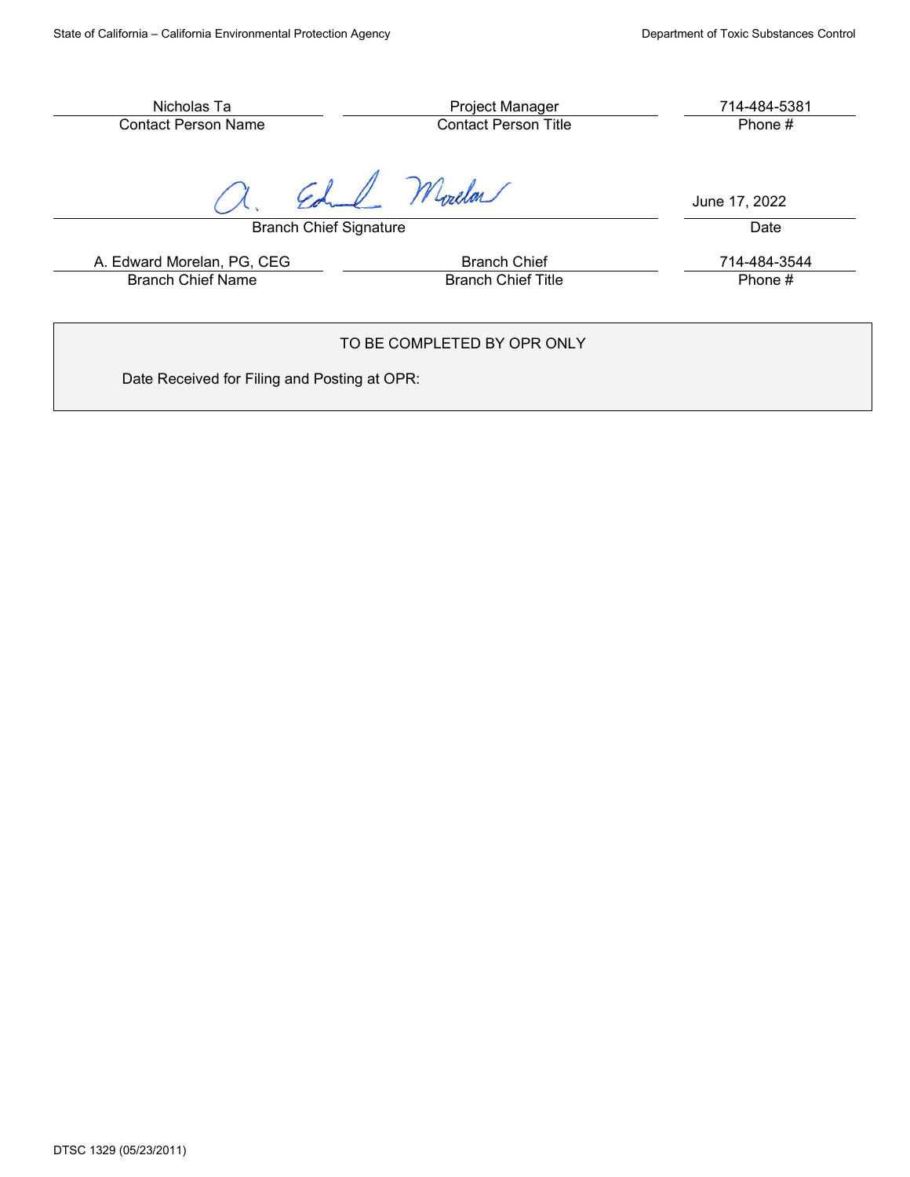| | | |
|---|---|---|
| Nicholas Ta | Project Manager | 714-484-5381 |
| Contact Person Name | Contact Person Title | Phone # |

| | |
|---|---|
| A. Edward Morelan | June 17, 2022 |
| Branch Chief Signature | Date |

| | | |
|---|---|---|
| A. Edward Morelan, PG, CEG | Branch Chief | 714-484-3544 |
| Branch Chief Name | Branch Chief Title | Phone # |

TO BE COMPLETED BY OPR ONLY

Date Received for Filing and Posting at OPR:

DTSC 1329 (05/23/2011)